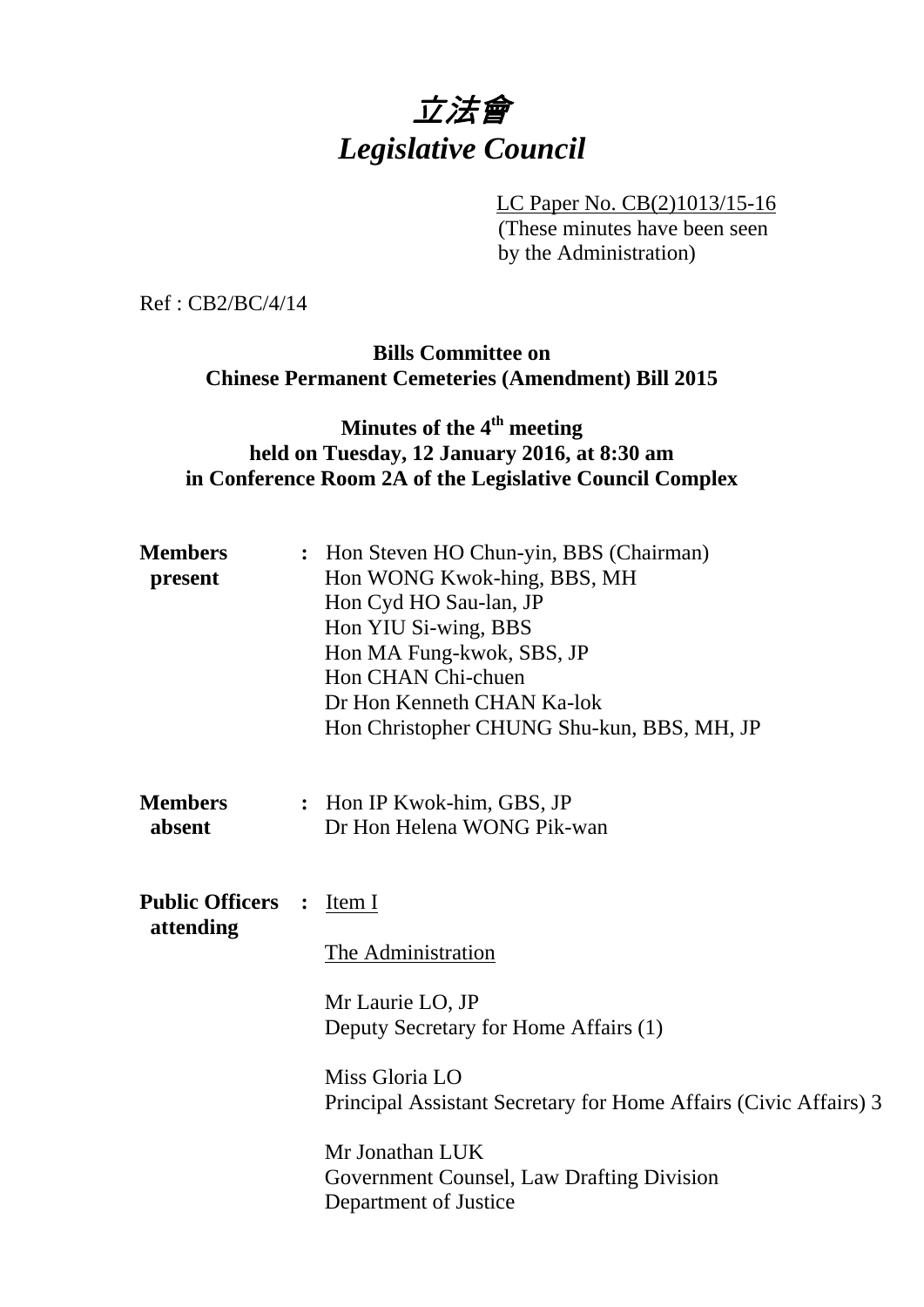# *立法會*
# *Legislative Council*

LC Paper No. CB(2)1013/15-16
(These minutes have been seen by the Administration)

Ref : CB2/BC/4/14

**Bills Committee on**
**Chinese Permanent Cemeteries (Amendment) Bill 2015**

**Minutes of the 4th meeting**
**held on Tuesday, 12 January 2016, at 8:30 am**
**in Conference Room 2A of the Legislative Council Complex**

**Members present** : Hon Steven HO Chun-yin, BBS (Chairman)
Hon WONG Kwok-hing, BBS, MH
Hon Cyd HO Sau-lan, JP
Hon YIU Si-wing, BBS
Hon MA Fung-kwok, SBS, JP
Hon CHAN Chi-chuen
Dr Hon Kenneth CHAN Ka-lok
Hon Christopher CHUNG Shu-kun, BBS, MH, JP

**Members absent** : Hon IP Kwok-him, GBS, JP
Dr Hon Helena WONG Pik-wan

**Public Officers attending** : Item I

The Administration

Mr Laurie LO, JP
Deputy Secretary for Home Affairs (1)

Miss Gloria LO
Principal Assistant Secretary for Home Affairs (Civic Affairs) 3

Mr Jonathan LUK
Government Counsel, Law Drafting Division
Department of Justice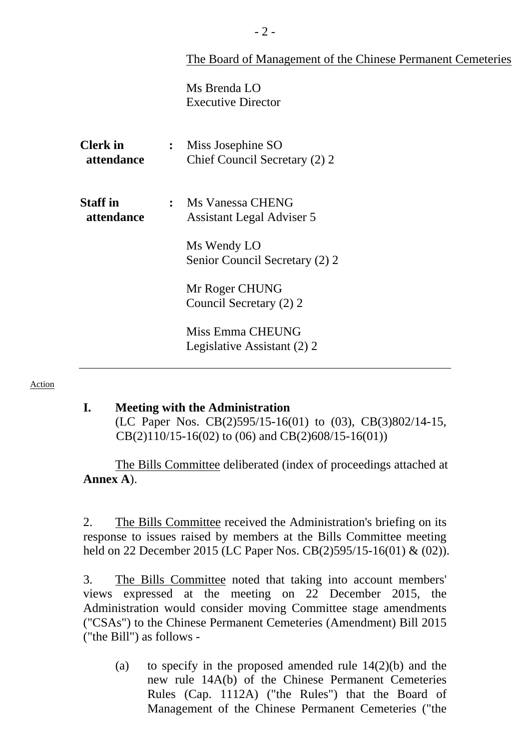The Board of Management of the Chinese Permanent Cemeteries

Ms Brenda LO
Executive Director

**Clerk in attendance** : Miss Josephine SO
Chief Council Secretary (2) 2

**Staff in attendance** : Ms Vanessa CHENG
Assistant Legal Adviser 5

Ms Wendy LO
Senior Council Secretary (2) 2

Mr Roger CHUNG
Council Secretary (2) 2

Miss Emma CHEUNG
Legislative Assistant (2) 2

---

Action

**I. Meeting with the Administration**
(LC Paper Nos. CB(2)595/15-16(01) to (03), CB(3)802/14-15, CB(2)110/15-16(02) to (06) and CB(2)608/15-16(01))

The Bills Committee deliberated (index of proceedings attached at **Annex A**).

2. The Bills Committee received the Administration's briefing on its response to issues raised by members at the Bills Committee meeting held on 22 December 2015 (LC Paper Nos. CB(2)595/15-16(01) & (02)).

3. The Bills Committee noted that taking into account members' views expressed at the meeting on 22 December 2015, the Administration would consider moving Committee stage amendments ("CSAs") to the Chinese Permanent Cemeteries (Amendment) Bill 2015 ("the Bill") as follows -

(a) to specify in the proposed amended rule 14(2)(b) and the new rule 14A(b) of the Chinese Permanent Cemeteries Rules (Cap. 1112A) ("the Rules") that the Board of Management of the Chinese Permanent Cemeteries ("the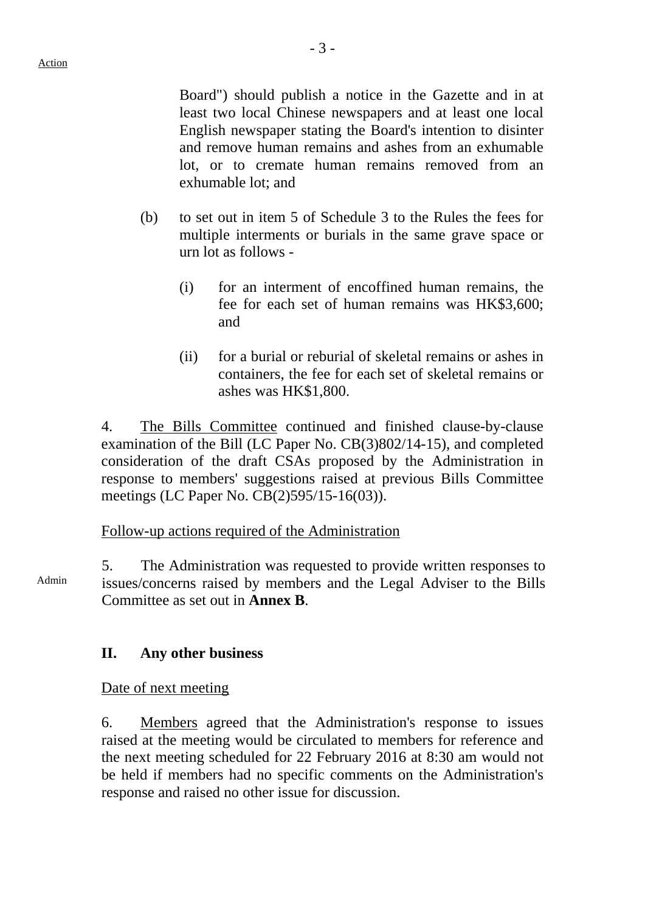Action

Board") should publish a notice in the Gazette and in at least two local Chinese newspapers and at least one local English newspaper stating the Board's intention to disinter and remove human remains and ashes from an exhumable lot, or to cremate human remains removed from an exhumable lot; and

(b) to set out in item 5 of Schedule 3 to the Rules the fees for multiple interments or burials in the same grave space or urn lot as follows -

(i) for an interment of encoffined human remains, the fee for each set of human remains was HK$3,600; and

(ii) for a burial or reburial of skeletal remains or ashes in containers, the fee for each set of skeletal remains or ashes was HK$1,800.

4. The Bills Committee continued and finished clause-by-clause examination of the Bill (LC Paper No. CB(3)802/14-15), and completed consideration of the draft CSAs proposed by the Administration in response to members' suggestions raised at previous Bills Committee meetings (LC Paper No. CB(2)595/15-16(03)).

Follow-up actions required of the Administration

Admin

5. The Administration was requested to provide written responses to issues/concerns raised by members and the Legal Adviser to the Bills Committee as set out in **Annex B**.

## II. Any other business

Date of next meeting

6. Members agreed that the Administration's response to issues raised at the meeting would be circulated to members for reference and the next meeting scheduled for 22 February 2016 at 8:30 am would not be held if members had no specific comments on the Administration's response and raised no other issue for discussion.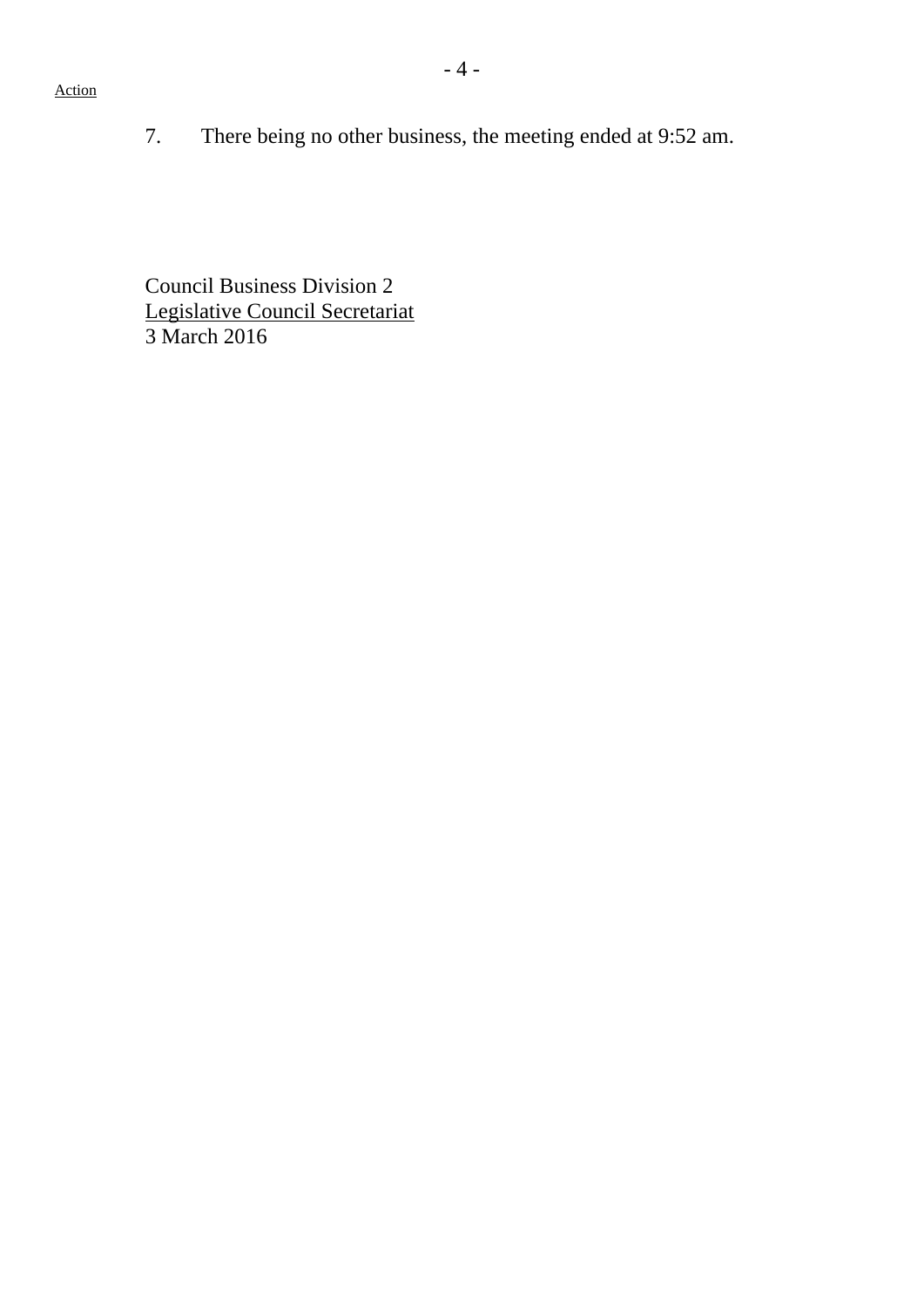Action

7. There being no other business, the meeting ended at 9:52 am.

Council Business Division 2
Legislative Council Secretariat
3 March 2016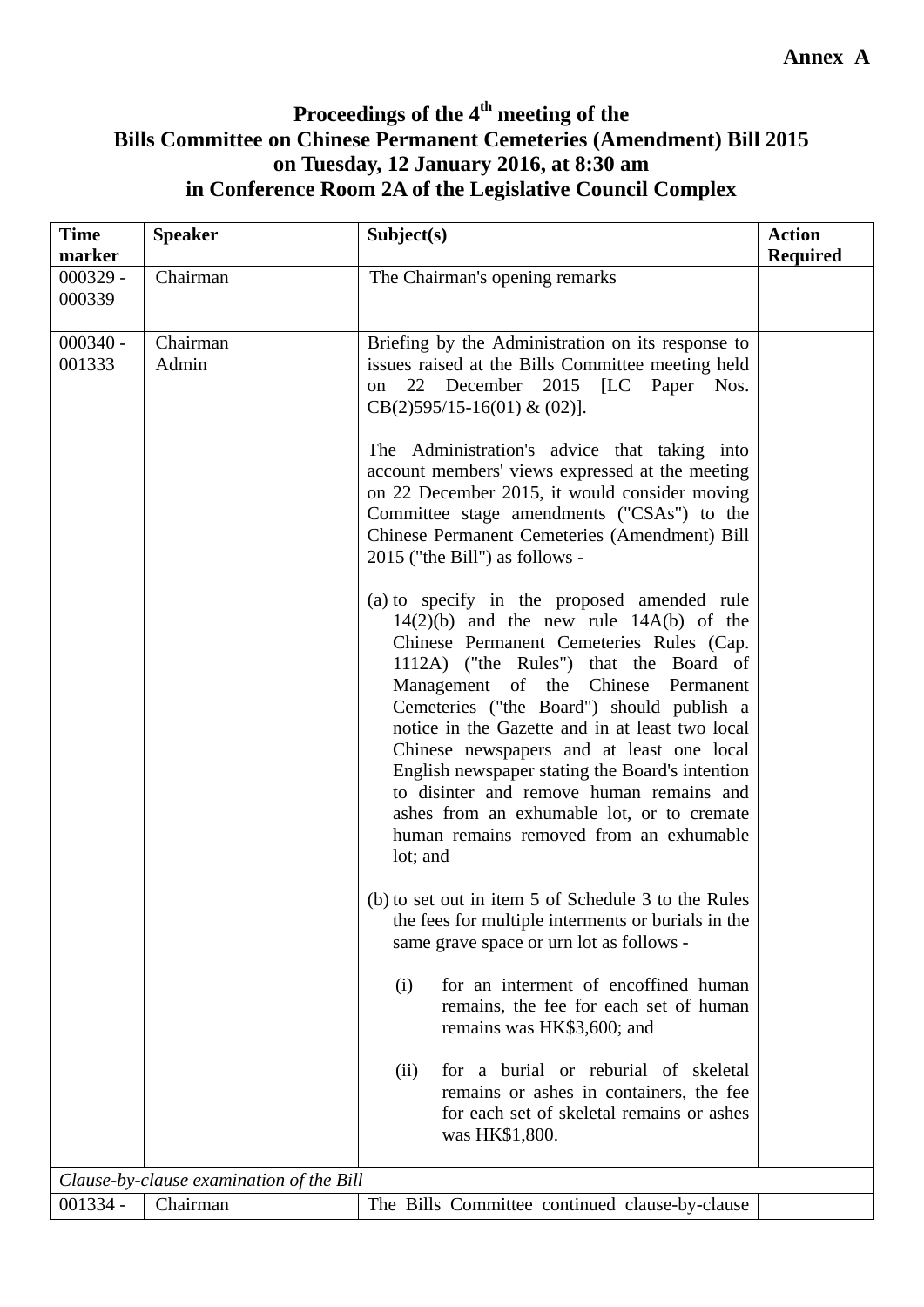**Annex A**

# Proceedings of the 4th meeting of the Bills Committee on Chinese Permanent Cemeteries (Amendment) Bill 2015 on Tuesday, 12 January 2016, at 8:30 am in Conference Room 2A of the Legislative Council Complex

| Time marker | Speaker | Subject(s) | Action Required |
|---|---|---|---|
| 000329 - 000339 | Chairman | The Chairman's opening remarks | |
| 000340 - 001333 | Chairman<br>Admin | Briefing by the Administration on its response to issues raised at the Bills Committee meeting held on 22 December 2015 [LC Paper Nos. CB(2)595/15-16(01) & (02)].<br><br>The Administration's advice that taking into account members' views expressed at the meeting on 22 December 2015, it would consider moving Committee stage amendments ("CSAs") to the Chinese Permanent Cemeteries (Amendment) Bill 2015 ("the Bill") as follows -<br><br>(a) to specify in the proposed amended rule 14(2)(b) and the new rule 14A(b) of the Chinese Permanent Cemeteries Rules (Cap. 1112A) ("the Rules") that the Board of Management of the Chinese Permanent Cemeteries ("the Board") should publish a notice in the Gazette and in at least two local Chinese newspapers and at least one local English newspaper stating the Board's intention to disinter and remove human remains and ashes from an exhumable lot, or to cremate human remains removed from an exhumable lot; and<br><br>(b) to set out in item 5 of Schedule 3 to the Rules the fees for multiple interments or burials in the same grave space or urn lot as follows -<br><br>(i) for an interment of encoffined human remains, the fee for each set of human remains was HK$3,600; and<br><br>(ii) for a burial or reburial of skeletal remains or ashes in containers, the fee for each set of skeletal remains or ashes was HK$1,800. | |
| *Clause-by-clause examination of the Bill* | | | |
| 001334 - | Chairman | The Bills Committee continued clause-by-clause | |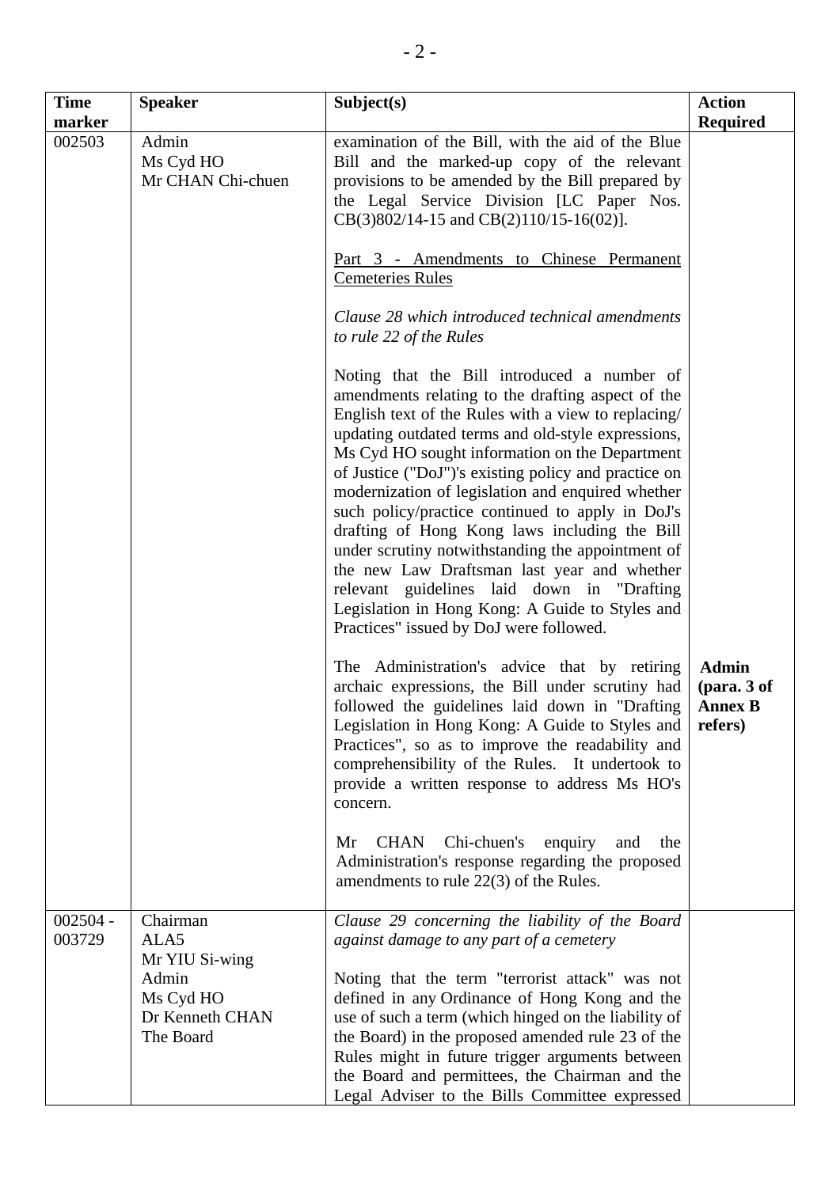| Time marker | Speaker | Subject(s) | Action Required |
|---|---|---|---|
| 002503 | Admin<br>Ms Cyd HO<br>Mr CHAN Chi-chuen | examination of the Bill, with the aid of the Blue Bill and the marked-up copy of the relevant provisions to be amended by the Bill prepared by the Legal Service Division [LC Paper Nos. CB(3)802/14-15 and CB(2)110/15-16(02)].<br><br><u>Part 3 - Amendments to Chinese Permanent Cemeteries Rules</u><br><br>*Clause 28 which introduced technical amendments to rule 22 of the Rules*<br><br>Noting that the Bill introduced a number of amendments relating to the drafting aspect of the English text of the Rules with a view to replacing/ updating outdated terms and old-style expressions, Ms Cyd HO sought information on the Department of Justice ("DoJ")'s existing policy and practice on modernization of legislation and enquired whether such policy/practice continued to apply in DoJ's drafting of Hong Kong laws including the Bill under scrutiny notwithstanding the appointment of the new Law Draftsman last year and whether relevant guidelines laid down in "Drafting Legislation in Hong Kong: A Guide to Styles and Practices" issued by DoJ were followed.<br><br>The Administration's advice that by retiring archaic expressions, the Bill under scrutiny had followed the guidelines laid down in "Drafting Legislation in Hong Kong: A Guide to Styles and Practices", so as to improve the readability and comprehensibility of the Rules. It undertook to provide a written response to address Ms HO's concern.<br><br>Mr CHAN Chi-chuen's enquiry and the Administration's response regarding the proposed amendments to rule 22(3) of the Rules. | **Admin (para. 3 of Annex B refers)** |
| 002504 - 003729 | Chairman<br>ALA5<br>Mr YIU Si-wing<br>Admin<br>Ms Cyd HO<br>Dr Kenneth CHAN<br>The Board | *Clause 29 concerning the liability of the Board against damage to any part of a cemetery*<br><br>Noting that the term "terrorist attack" was not defined in any Ordinance of Hong Kong and the use of such a term (which hinged on the liability of the Board) in the proposed amended rule 23 of the Rules might in future trigger arguments between the Board and permittees, the Chairman and the Legal Adviser to the Bills Committee expressed | |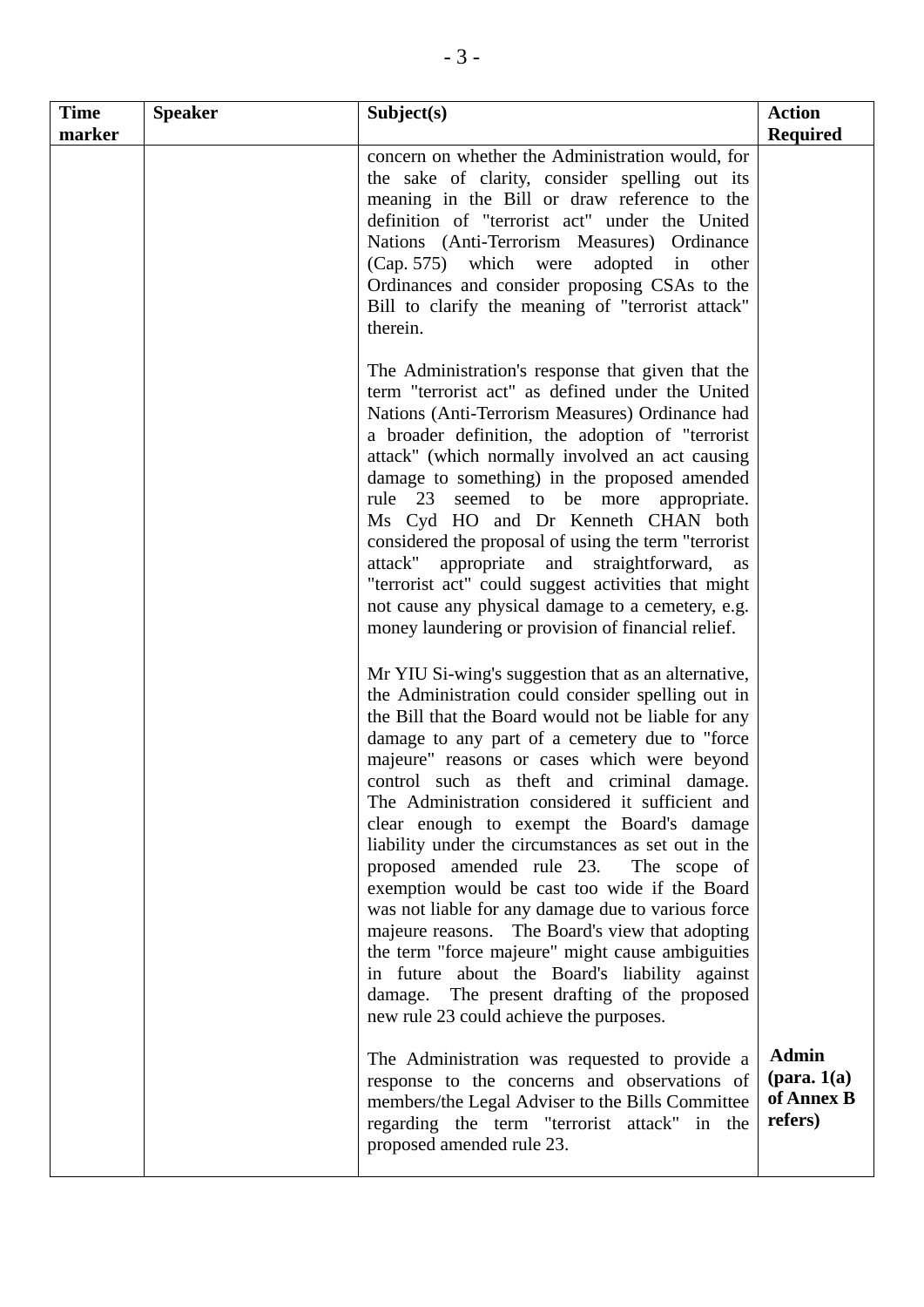| Time marker | Speaker | Subject(s) | Action Required |
|---|---|---|---|
| | | concern on whether the Administration would, for the sake of clarity, consider spelling out its meaning in the Bill or draw reference to the definition of "terrorist act" under the United Nations (Anti-Terrorism Measures) Ordinance (Cap. 575) which were adopted in other Ordinances and consider proposing CSAs to the Bill to clarify the meaning of "terrorist attack" therein.<br><br>The Administration's response that given that the term "terrorist act" as defined under the United Nations (Anti-Terrorism Measures) Ordinance had a broader definition, the adoption of "terrorist attack" (which normally involved an act causing damage to something) in the proposed amended rule 23 seemed to be more appropriate. Ms Cyd HO and Dr Kenneth CHAN both considered the proposal of using the term "terrorist attack" appropriate and straightforward, as "terrorist act" could suggest activities that might not cause any physical damage to a cemetery, e.g. money laundering or provision of financial relief.<br><br>Mr YIU Si-wing's suggestion that as an alternative, the Administration could consider spelling out in the Bill that the Board would not be liable for any damage to any part of a cemetery due to "force majeure" reasons or cases which were beyond control such as theft and criminal damage. The Administration considered it sufficient and clear enough to exempt the Board's damage liability under the circumstances as set out in the proposed amended rule 23. The scope of exemption would be cast too wide if the Board was not liable for any damage due to various force majeure reasons. The Board's view that adopting the term "force majeure" might cause ambiguities in future about the Board's liability against damage. The present drafting of the proposed new rule 23 could achieve the purposes.<br><br>The Administration was requested to provide a response to the concerns and observations of members/the Legal Adviser to the Bills Committee regarding the term "terrorist attack" in the proposed amended rule 23. | **Admin (para. 1(a) of Annex B refers)** |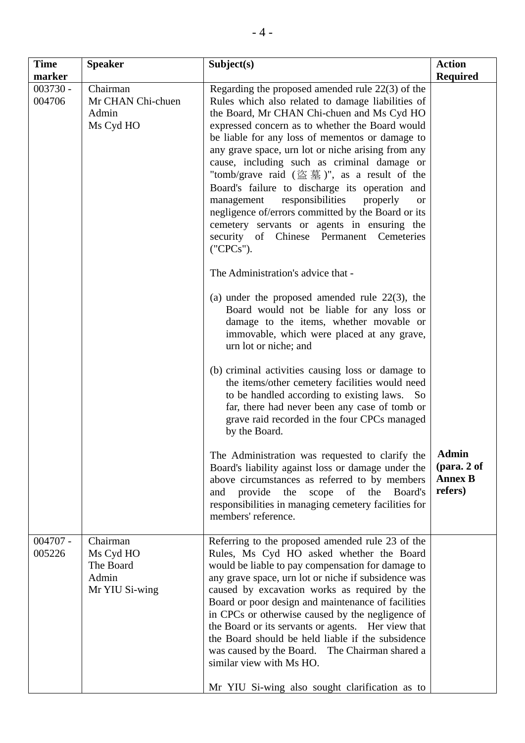| Time marker | Speaker | Subject(s) | Action Required |
|---|---|---|---|
| 003730 - 004706 | Chairman<br>Mr CHAN Chi-chuen<br>Admin<br>Ms Cyd HO | Regarding the proposed amended rule 22(3) of the Rules which also related to damage liabilities of the Board, Mr CHAN Chi-chuen and Ms Cyd HO expressed concern as to whether the Board would be liable for any loss of mementos or damage to any grave space, urn lot or niche arising from any cause, including such as criminal damage or "tomb/grave raid (盜墓)", as a result of the Board's failure to discharge its operation and management responsibilities properly or negligence of/errors committed by the Board or its cemetery servants or agents in ensuring the security of Chinese Permanent Cemeteries ("CPCs").<br><br>The Administration's advice that -<br><br>(a) under the proposed amended rule 22(3), the Board would not be liable for any loss or damage to the items, whether movable or immovable, which were placed at any grave, urn lot or niche; and<br><br>(b) criminal activities causing loss or damage to the items/other cemetery facilities would need to be handled according to existing laws. So far, there had never been any case of tomb or grave raid recorded in the four CPCs managed by the Board.<br><br>The Administration was requested to clarify the Board's liability against loss or damage under the above circumstances as referred to by members and provide the scope of the Board's responsibilities in managing cemetery facilities for members' reference. | **Admin (para. 2 of Annex B refers)** |
| 004707 - 005226 | Chairman<br>Ms Cyd HO<br>The Board<br>Admin<br>Mr YIU Si-wing | Referring to the proposed amended rule 23 of the Rules, Ms Cyd HO asked whether the Board would be liable to pay compensation for damage to any grave space, urn lot or niche if subsidence was caused by excavation works as required by the Board or poor design and maintenance of facilities in CPCs or otherwise caused by the negligence of the Board or its servants or agents. Her view that the Board should be held liable if the subsidence was caused by the Board. The Chairman shared a similar view with Ms HO.<br><br>Mr YIU Si-wing also sought clarification as to | |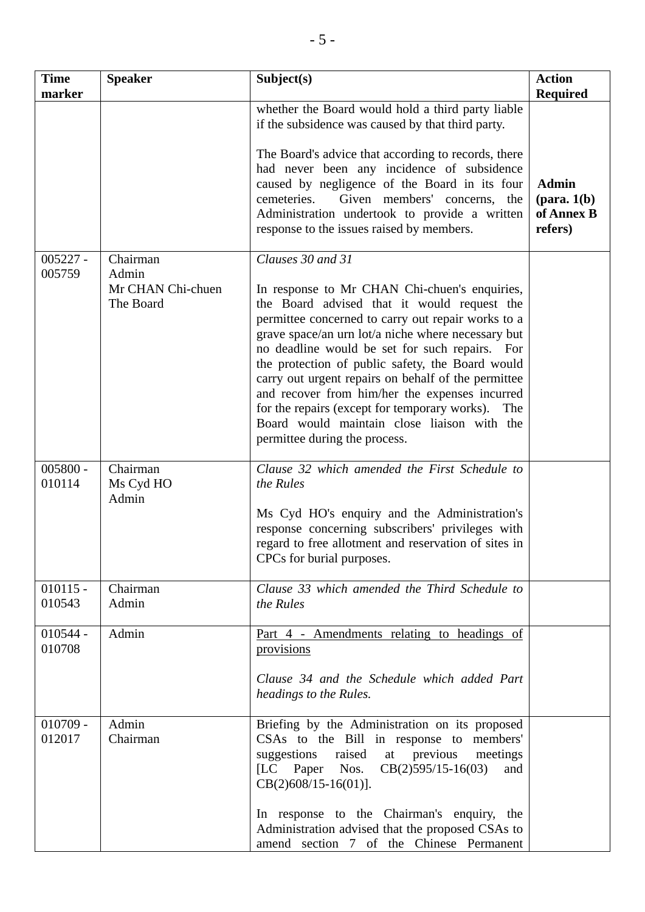| Time marker | Speaker | Subject(s) | Action Required |
|---|---|---|---|
| | | whether the Board would hold a third party liable if the subsidence was caused by that third party.<br><br>The Board's advice that according to records, there had never been any incidence of subsidence caused by negligence of the Board in its four cemeteries. Given members' concerns, the Administration undertook to provide a written response to the issues raised by members. | **Admin (para. 1(b) of Annex B refers)** |
| 005227 - 005759 | Chairman<br>Admin<br>Mr CHAN Chi-chuen<br>The Board | *Clauses 30 and 31*<br><br>In response to Mr CHAN Chi-chuen's enquiries, the Board advised that it would request the permittee concerned to carry out repair works to a grave space/an urn lot/a niche where necessary but no deadline would be set for such repairs. For the protection of public safety, the Board would carry out urgent repairs on behalf of the permittee and recover from him/her the expenses incurred for the repairs (except for temporary works). The Board would maintain close liaison with the permittee during the process. | |
| 005800 - 010114 | Chairman<br>Ms Cyd HO<br>Admin | *Clause 32 which amended the First Schedule to the Rules*<br><br>Ms Cyd HO's enquiry and the Administration's response concerning subscribers' privileges with regard to free allotment and reservation of sites in CPCs for burial purposes. | |
| 010115 - 010543 | Chairman<br>Admin | *Clause 33 which amended the Third Schedule to the Rules* | |
| 010544 - 010708 | Admin | <u>Part 4 - Amendments relating to headings of provisions</u><br><br>*Clause 34 and the Schedule which added Part headings to the Rules.* | |
| 010709 - 012017 | Admin<br>Chairman | Briefing by the Administration on its proposed CSAs to the Bill in response to members' suggestions raised at previous meetings [LC Paper Nos. CB(2)595/15-16(03) and CB(2)608/15-16(01)].<br><br>In response to the Chairman's enquiry, the Administration advised that the proposed CSAs to amend section 7 of the Chinese Permanent | |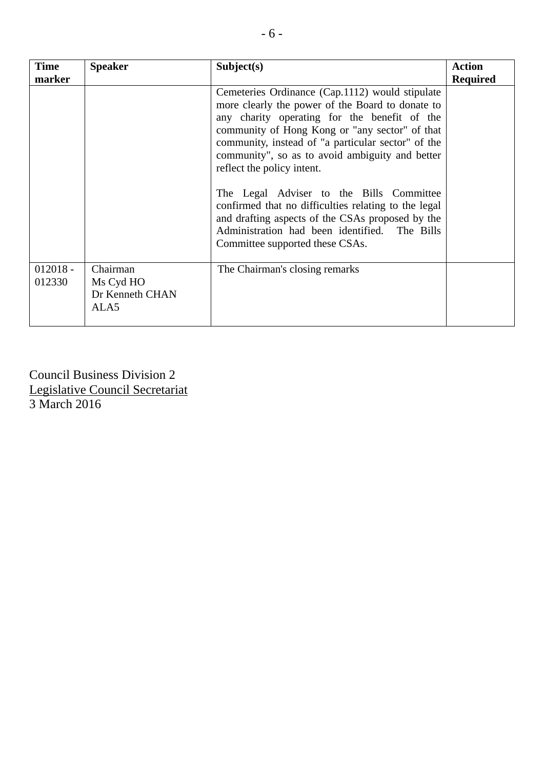| Time marker | Speaker | Subject(s) | Action Required |
|---|---|---|---|
| | | Cemeteries Ordinance (Cap.1112) would stipulate more clearly the power of the Board to donate to any charity operating for the benefit of the community of Hong Kong or "any sector" of that community, instead of "a particular sector" of the community", so as to avoid ambiguity and better reflect the policy intent.<br><br>The Legal Adviser to the Bills Committee confirmed that no difficulties relating to the legal and drafting aspects of the CSAs proposed by the Administration had been identified. The Bills Committee supported these CSAs. | |
| 012018 - 012330 | Chairman<br>Ms Cyd HO<br>Dr Kenneth CHAN<br>ALA5 | The Chairman's closing remarks | |

Council Business Division 2
Legislative Council Secretariat
3 March 2016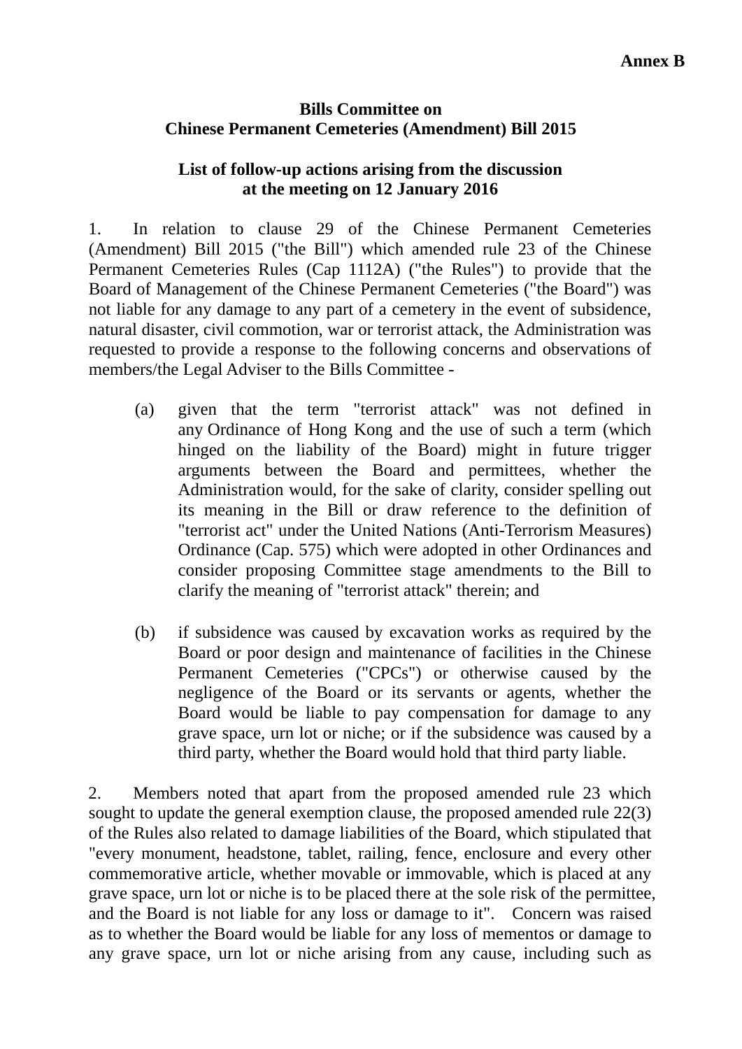**Annex B**

**Bills Committee on**
**Chinese Permanent Cemeteries (Amendment) Bill 2015**

**List of follow-up actions arising from the discussion at the meeting on 12 January 2016**

1. In relation to clause 29 of the Chinese Permanent Cemeteries (Amendment) Bill 2015 ("the Bill") which amended rule 23 of the Chinese Permanent Cemeteries Rules (Cap 1112A) ("the Rules") to provide that the Board of Management of the Chinese Permanent Cemeteries ("the Board") was not liable for any damage to any part of a cemetery in the event of subsidence, natural disaster, civil commotion, war or terrorist attack, the Administration was requested to provide a response to the following concerns and observations of members/the Legal Adviser to the Bills Committee -

   (a) given that the term "terrorist attack" was not defined in any Ordinance of Hong Kong and the use of such a term (which hinged on the liability of the Board) might in future trigger arguments between the Board and permittees, whether the Administration would, for the sake of clarity, consider spelling out its meaning in the Bill or draw reference to the definition of "terrorist act" under the United Nations (Anti-Terrorism Measures) Ordinance (Cap. 575) which were adopted in other Ordinances and consider proposing Committee stage amendments to the Bill to clarify the meaning of "terrorist attack" therein; and

   (b) if subsidence was caused by excavation works as required by the Board or poor design and maintenance of facilities in the Chinese Permanent Cemeteries ("CPCs") or otherwise caused by the negligence of the Board or its servants or agents, whether the Board would be liable to pay compensation for damage to any grave space, urn lot or niche; or if the subsidence was caused by a third party, whether the Board would hold that third party liable.

2. Members noted that apart from the proposed amended rule 23 which sought to update the general exemption clause, the proposed amended rule 22(3) of the Rules also related to damage liabilities of the Board, which stipulated that "every monument, headstone, tablet, railing, fence, enclosure and every other commemorative article, whether movable or immovable, which is placed at any grave space, urn lot or niche is to be placed there at the sole risk of the permittee, and the Board is not liable for any loss or damage to it". Concern was raised as to whether the Board would be liable for any loss of mementos or damage to any grave space, urn lot or niche arising from any cause, including such as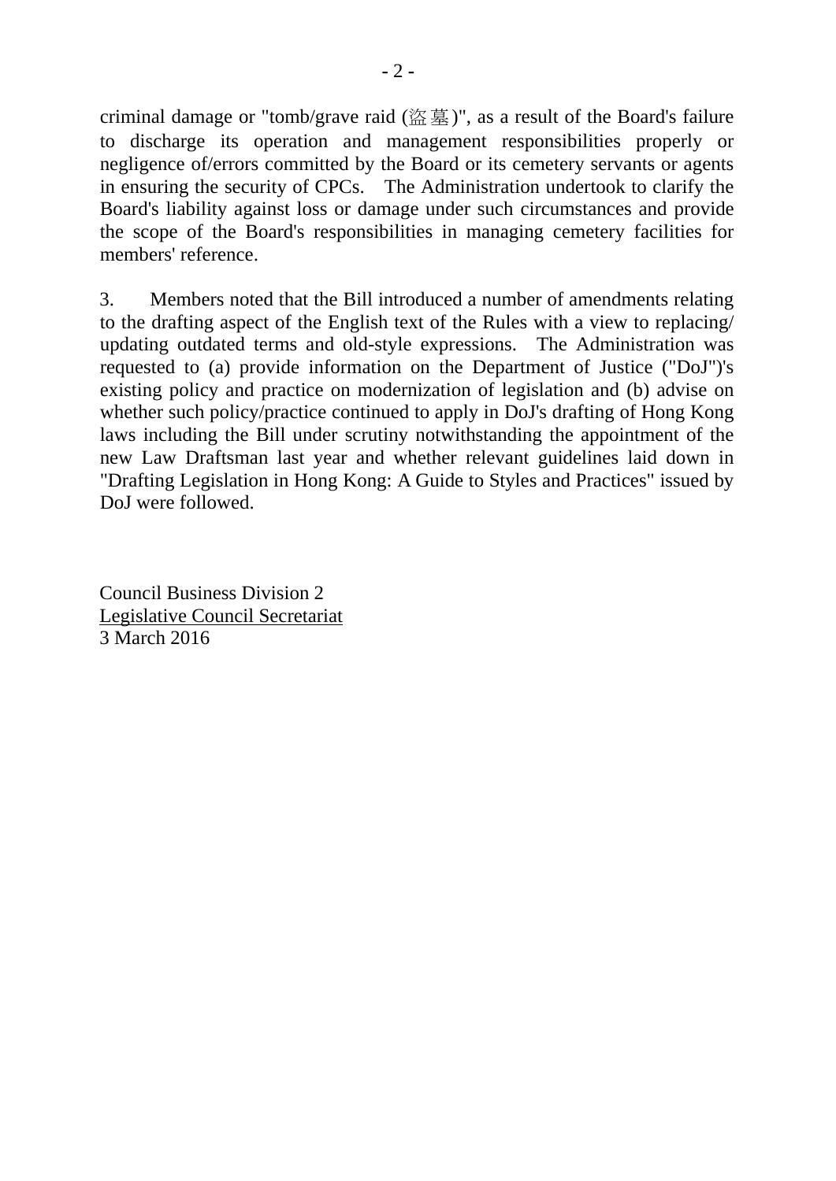criminal damage or "tomb/grave raid (盜墓)", as a result of the Board's failure to discharge its operation and management responsibilities properly or negligence of/errors committed by the Board or its cemetery servants or agents in ensuring the security of CPCs. The Administration undertook to clarify the Board's liability against loss or damage under such circumstances and provide the scope of the Board's responsibilities in managing cemetery facilities for members' reference.

3. Members noted that the Bill introduced a number of amendments relating to the drafting aspect of the English text of the Rules with a view to replacing/ updating outdated terms and old-style expressions. The Administration was requested to (a) provide information on the Department of Justice ("DoJ")'s existing policy and practice on modernization of legislation and (b) advise on whether such policy/practice continued to apply in DoJ's drafting of Hong Kong laws including the Bill under scrutiny notwithstanding the appointment of the new Law Draftsman last year and whether relevant guidelines laid down in "Drafting Legislation in Hong Kong: A Guide to Styles and Practices" issued by DoJ were followed.

Council Business Division 2
Legislative Council Secretariat
3 March 2016